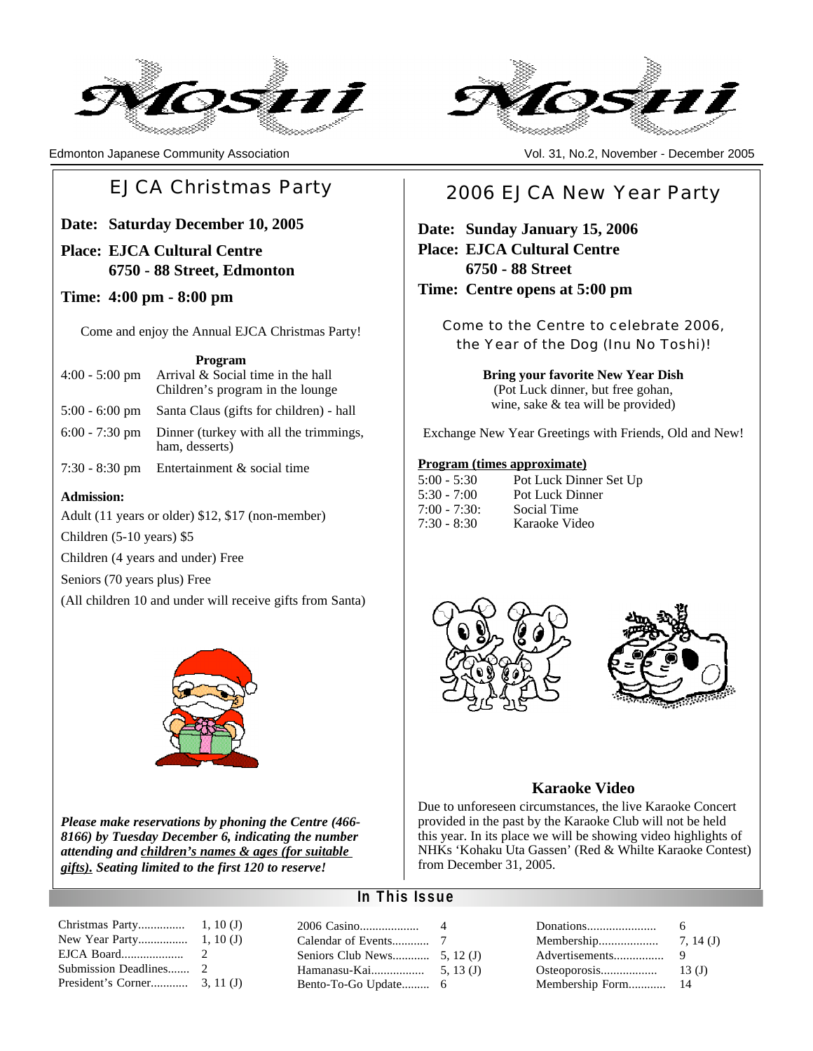# Moshi

Edmonton Japanese Community Association

Vol. 31, No.2, November - December 2005

## EJCA Christmas Party

**Date: Saturday December 10, 2005**

**Place: EJCA Cultural Centre**
**6750 - 88 Street, Edmonton**

**Time: 4:00 pm - 8:00 pm**

Come and enjoy the Annual EJCA Christmas Party!

**Program**

| | |
|---|---|
| 4:00 - 5:00 pm | Arrival & Social time in the hall<br>Children's program in the lounge |
| 5:00 - 6:00 pm | Santa Claus (gifts for children) - hall |
| 6:00 - 7:30 pm | Dinner (turkey with all the trimmings, ham, desserts) |
| 7:30 - 8:30 pm | Entertainment & social time |

**Admission:**

Adult (11 years or older) $12, $17 (non-member)

Children (5-10 years) $5

Children (4 years and under) Free

Seniors (70 years plus) Free

(All children 10 and under will receive gifts from Santa)

***Please make reservations by phoning the Centre (466-8166) by Tuesday December 6, indicating the number attending and children's names & ages (for suitable gifts). Seating limited to the first 120 to reserve!***

## 2006 EJCA New Year Party

**Date: Sunday January 15, 2006**
**Place: EJCA Cultural Centre**
**6750 - 88 Street**
**Time: Centre opens at 5:00 pm**

Come to the Centre to celebrate 2006, the Year of the Dog (Inu No Toshi)!

**Bring your favorite New Year Dish**
(Pot Luck dinner, but free gohan, wine, sake & tea will be provided)

Exchange New Year Greetings with Friends, Old and New!

**Program (times approximate)**

| | |
|---|---|
| 5:00 - 5:30 | Pot Luck Dinner Set Up |
| 5:30 - 7:00 | Pot Luck Dinner |
| 7:00 - 7:30: | Social Time |
| 7:30 - 8:30 | Karaoke Video |

### Karaoke Video

Due to unforeseen circumstances, the live Karaoke Concert provided in the past by the Karaoke Club will not be held this year. In its place we will be showing video highlights of NHKs 'Kohaku Uta Gassen' (Red & Whilte Karaoke Contest) from December 31, 2005.

## In This Issue

| | |
|---|---|
| Christmas Party | 1, 10 (J) |
| New Year Party | 1, 10 (J) |
| EJCA Board | 2 |
| Submission Deadlines | 2 |
| President's Corner | 3, 11 (J) |
| 2006 Casino | 4 |
| Calendar of Events | 7 |
| Seniors Club News | 5, 12 (J) |
| Hamanasu-Kai | 5, 13 (J) |
| Bento-To-Go Update | 6 |
| Donations | 6 |
| Membership | 7, 14 (J) |
| Advertisements | 9 |
| Osteoporosis | 13 (J) |
| Membership Form | 14 |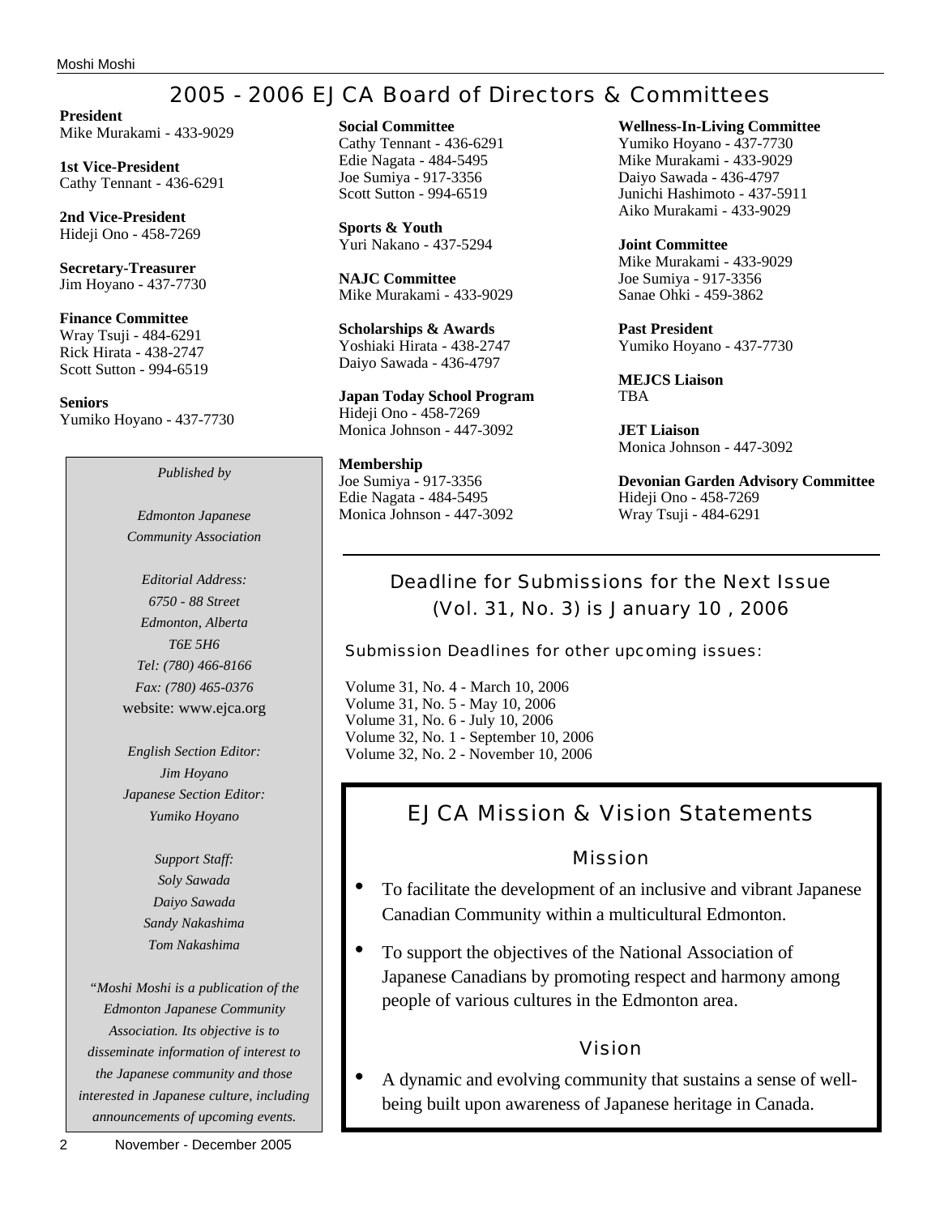# 2005 - 2006 EJCA Board of Directors & Committees

**President**
Mike Murakami - 433-9029

**1st Vice-President**
Cathy Tennant - 436-6291

**2nd Vice-President**
Hideji Ono - 458-7269

**Secretary-Treasurer**
Jim Hoyano - 437-7730

**Finance Committee**
Wray Tsuji - 484-6291
Rick Hirata - 438-2747
Scott Sutton - 994-6519

**Seniors**
Yumiko Hoyano - 437-7730

*Published by*

*Edmonton Japanese Community Association*

*Editorial Address:*
*6750 - 88 Street*
*Edmonton, Alberta*
*T6E 5H6*
*Tel: (780) 466-8166*
*Fax: (780) 465-0376*
website: www.ejca.org

*English Section Editor:*
*Jim Hoyano*
*Japanese Section Editor:*
*Yumiko Hoyano*

*Support Staff:*
*Soly Sawada*
*Daiyo Sawada*
*Sandy Nakashima*
*Tom Nakashima*

*"Moshi Moshi is a publication of the Edmonton Japanese Community Association. Its objective is to disseminate information of interest to the Japanese community and those interested in Japanese culture, including announcements of upcoming events.*

**Social Committee**
Cathy Tennant - 436-6291
Edie Nagata - 484-5495
Joe Sumiya - 917-3356
Scott Sutton - 994-6519

**Sports & Youth**
Yuri Nakano - 437-5294

**NAJC Committee**
Mike Murakami - 433-9029

**Scholarships & Awards**
Yoshiaki Hirata - 438-2747
Daiyo Sawada - 436-4797

**Japan Today School Program**
Hideji Ono - 458-7269
Monica Johnson - 447-3092

**Membership**
Joe Sumiya - 917-3356
Edie Nagata - 484-5495
Monica Johnson - 447-3092

**Wellness-In-Living Committee**
Yumiko Hoyano - 437-7730
Mike Murakami - 433-9029
Daiyo Sawada - 436-4797
Junichi Hashimoto - 437-5911
Aiko Murakami - 433-9029

**Joint Committee**
Mike Murakami - 433-9029
Joe Sumiya - 917-3356
Sanae Ohki - 459-3862

**Past President**
Yumiko Hoyano - 437-7730

**MEJCS Liaison**
TBA

**JET Liaison**
Monica Johnson - 447-3092

**Devonian Garden Advisory Committee**
Hideji Ono - 458-7269
Wray Tsuji - 484-6291

## Deadline for Submissions for the Next Issue (Vol. 31, No. 3) is January 10 , 2006

Submission Deadlines for other upcoming issues:

Volume 31, No. 4 - March 10, 2006
Volume 31, No. 5 - May 10, 2006
Volume 31, No. 6 - July 10, 2006
Volume 32, No. 1 - September 10, 2006
Volume 32, No. 2 - November 10, 2006

## EJCA Mission & Vision Statements

### Mission

- To facilitate the development of an inclusive and vibrant Japanese Canadian Community within a multicultural Edmonton.
- To support the objectives of the National Association of Japanese Canadians by promoting respect and harmony among people of various cultures in the Edmonton area.

### Vision

- A dynamic and evolving community that sustains a sense of well-being built upon awareness of Japanese heritage in Canada.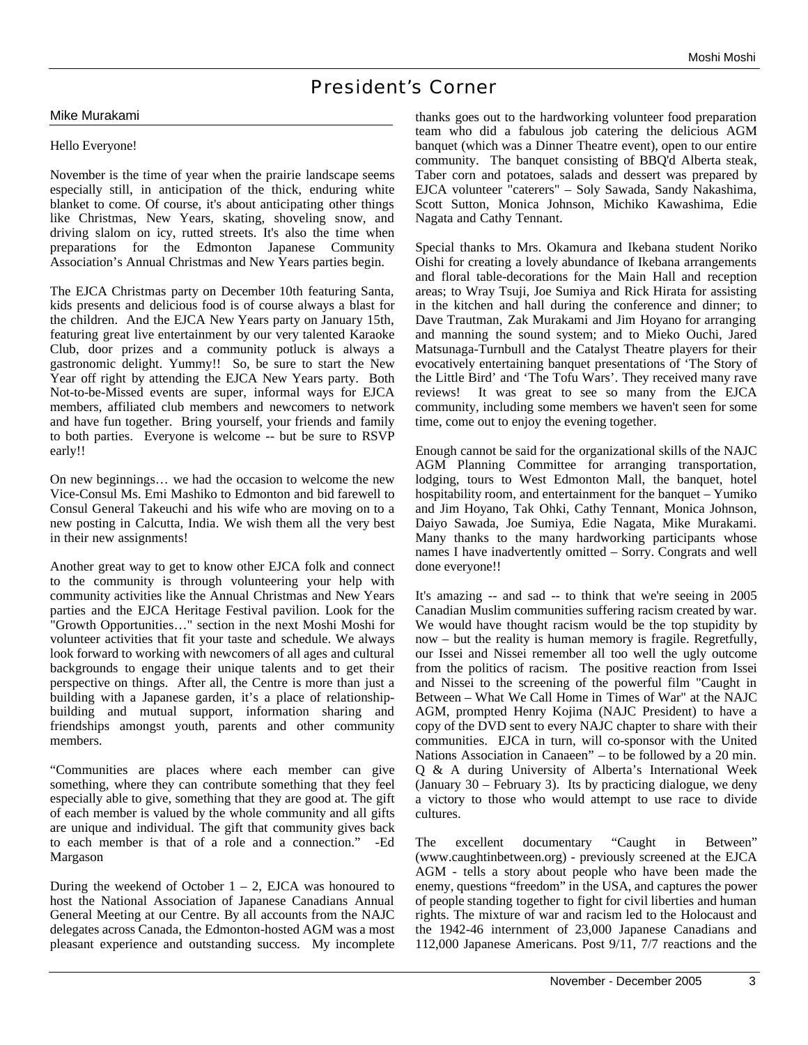# President's Corner

Mike Murakami

Hello Everyone!

November is the time of year when the prairie landscape seems especially still, in anticipation of the thick, enduring white blanket to come. Of course, it's about anticipating other things like Christmas, New Years, skating, shoveling snow, and driving slalom on icy, rutted streets. It's also the time when preparations for the Edmonton Japanese Community Association's Annual Christmas and New Years parties begin.

The EJCA Christmas party on December 10th featuring Santa, kids presents and delicious food is of course always a blast for the children. And the EJCA New Years party on January 15th, featuring great live entertainment by our very talented Karaoke Club, door prizes and a community potluck is always a gastronomic delight. Yummy!! So, be sure to start the New Year off right by attending the EJCA New Years party. Both Not-to-be-Missed events are super, informal ways for EJCA members, affiliated club members and newcomers to network and have fun together. Bring yourself, your friends and family to both parties. Everyone is welcome -- but be sure to RSVP early!!

On new beginnings… we had the occasion to welcome the new Vice-Consul Ms. Emi Mashiko to Edmonton and bid farewell to Consul General Takeuchi and his wife who are moving on to a new posting in Calcutta, India. We wish them all the very best in their new assignments!

Another great way to get to know other EJCA folk and connect to the community is through volunteering your help with community activities like the Annual Christmas and New Years parties and the EJCA Heritage Festival pavilion. Look for the "Growth Opportunities…" section in the next Moshi Moshi for volunteer activities that fit your taste and schedule. We always look forward to working with newcomers of all ages and cultural backgrounds to engage their unique talents and to get their perspective on things. After all, the Centre is more than just a building with a Japanese garden, it's a place of relationship-building and mutual support, information sharing and friendships amongst youth, parents and other community members.

"Communities are places where each member can give something, where they can contribute something that they feel especially able to give, something that they are good at. The gift of each member is valued by the whole community and all gifts are unique and individual. The gift that community gives back to each member is that of a role and a connection." -Ed Margason

During the weekend of October 1 – 2, EJCA was honoured to host the National Association of Japanese Canadians Annual General Meeting at our Centre. By all accounts from the NAJC delegates across Canada, the Edmonton-hosted AGM was a most pleasant experience and outstanding success. My incomplete thanks goes out to the hardworking volunteer food preparation team who did a fabulous job catering the delicious AGM banquet (which was a Dinner Theatre event), open to our entire community. The banquet consisting of BBQ'd Alberta steak, Taber corn and potatoes, salads and dessert was prepared by EJCA volunteer "caterers" – Soly Sawada, Sandy Nakashima, Scott Sutton, Monica Johnson, Michiko Kawashima, Edie Nagata and Cathy Tennant.

Special thanks to Mrs. Okamura and Ikebana student Noriko Oishi for creating a lovely abundance of Ikebana arrangements and floral table-decorations for the Main Hall and reception areas; to Wray Tsuji, Joe Sumiya and Rick Hirata for assisting in the kitchen and hall during the conference and dinner; to Dave Trautman, Zak Murakami and Jim Hoyano for arranging and manning the sound system; and to Mieko Ouchi, Jared Matsunaga-Turnbull and the Catalyst Theatre players for their evocatively entertaining banquet presentations of 'The Story of the Little Bird' and 'The Tofu Wars'. They received many rave reviews! It was great to see so many from the EJCA community, including some members we haven't seen for some time, come out to enjoy the evening together.

Enough cannot be said for the organizational skills of the NAJC AGM Planning Committee for arranging transportation, lodging, tours to West Edmonton Mall, the banquet, hotel hospitability room, and entertainment for the banquet – Yumiko and Jim Hoyano, Tak Ohki, Cathy Tennant, Monica Johnson, Daiyo Sawada, Joe Sumiya, Edie Nagata, Mike Murakami. Many thanks to the many hardworking participants whose names I have inadvertently omitted – Sorry. Congrats and well done everyone!!

It's amazing -- and sad -- to think that we're seeing in 2005 Canadian Muslim communities suffering racism created by war. We would have thought racism would be the top stupidity by now – but the reality is human memory is fragile. Regretfully, our Issei and Nissei remember all too well the ugly outcome from the politics of racism. The positive reaction from Issei and Nissei to the screening of the powerful film "Caught in Between – What We Call Home in Times of War" at the NAJC AGM, prompted Henry Kojima (NAJC President) to have a copy of the DVD sent to every NAJC chapter to share with their communities. EJCA in turn, will co-sponsor with the United Nations Association in Canaeen" – to be followed by a 20 min. Q & A during University of Alberta's International Week (January 30 – February 3). Its by practicing dialogue, we deny a victory to those who would attempt to use race to divide cultures.

The excellent documentary "Caught in Between" (www.caughtinbetween.org) - previously screened at the EJCA AGM - tells a story about people who have been made the enemy, questions "freedom" in the USA, and captures the power of people standing together to fight for civil liberties and human rights. The mixture of war and racism led to the Holocaust and the 1942-46 internment of 23,000 Japanese Canadians and 112,000 Japanese Americans. Post 9/11, 7/7 reactions and the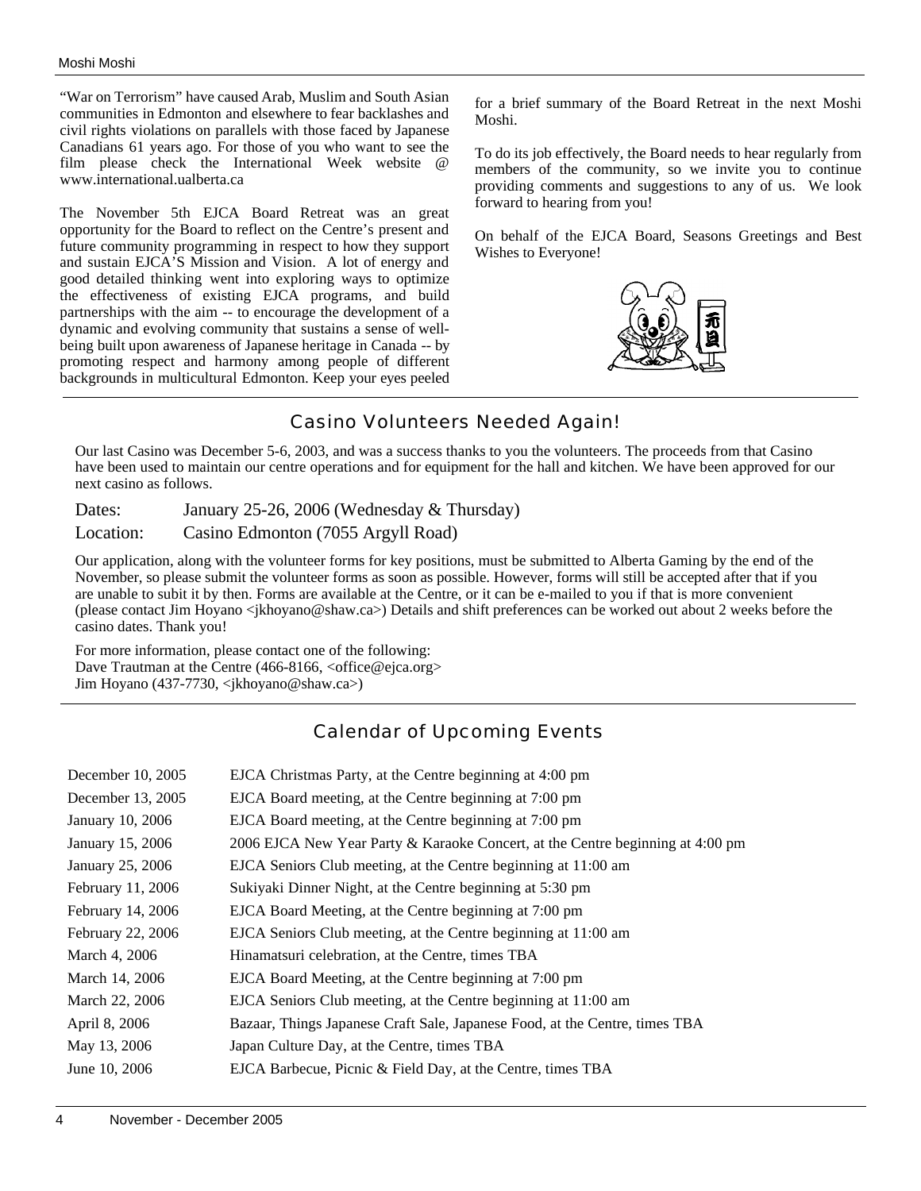"War on Terrorism" have caused Arab, Muslim and South Asian communities in Edmonton and elsewhere to fear backlashes and civil rights violations on parallels with those faced by Japanese Canadians 61 years ago. For those of you who want to see the film please check the International Week website @ www.international.ualberta.ca

The November 5th EJCA Board Retreat was an great opportunity for the Board to reflect on the Centre's present and future community programming in respect to how they support and sustain EJCA'S Mission and Vision. A lot of energy and good detailed thinking went into exploring ways to optimize the effectiveness of existing EJCA programs, and build partnerships with the aim -- to encourage the development of a dynamic and evolving community that sustains a sense of well-being built upon awareness of Japanese heritage in Canada -- by promoting respect and harmony among people of different backgrounds in multicultural Edmonton. Keep your eyes peeled for a brief summary of the Board Retreat in the next Moshi Moshi.

To do its job effectively, the Board needs to hear regularly from members of the community, so we invite you to continue providing comments and suggestions to any of us. We look forward to hearing from you!

On behalf of the EJCA Board, Seasons Greetings and Best Wishes to Everyone!

## Casino Volunteers Needed Again!

Our last Casino was December 5-6, 2003, and was a success thanks to you the volunteers. The proceeds from that Casino have been used to maintain our centre operations and for equipment for the hall and kitchen. We have been approved for our next casino as follows.

Dates: January 25-26, 2006 (Wednesday & Thursday)

Location: Casino Edmonton (7055 Argyll Road)

Our application, along with the volunteer forms for key positions, must be submitted to Alberta Gaming by the end of the November, so please submit the volunteer forms as soon as possible. However, forms will still be accepted after that if you are unable to subit it by then. Forms are available at the Centre, or it can be e-mailed to you if that is more convenient (please contact Jim Hoyano <jkhoyano@shaw.ca>) Details and shift preferences can be worked out about 2 weeks before the casino dates. Thank you!

For more information, please contact one of the following:
Dave Trautman at the Centre (466-8166, <office@ejca.org>
Jim Hoyano (437-7730, <jkhoyano@shaw.ca>)

## Calendar of Upcoming Events

| | |
|---|---|
| December 10, 2005 | EJCA Christmas Party, at the Centre beginning at 4:00 pm |
| December 13, 2005 | EJCA Board meeting, at the Centre beginning at 7:00 pm |
| January 10, 2006 | EJCA Board meeting, at the Centre beginning at 7:00 pm |
| January 15, 2006 | 2006 EJCA New Year Party & Karaoke Concert, at the Centre beginning at 4:00 pm |
| January 25, 2006 | EJCA Seniors Club meeting, at the Centre beginning at 11:00 am |
| February 11, 2006 | Sukiyaki Dinner Night, at the Centre beginning at 5:30 pm |
| February 14, 2006 | EJCA Board Meeting, at the Centre beginning at 7:00 pm |
| February 22, 2006 | EJCA Seniors Club meeting, at the Centre beginning at 11:00 am |
| March 4, 2006 | Hinamatsuri celebration, at the Centre, times TBA |
| March 14, 2006 | EJCA Board Meeting, at the Centre beginning at 7:00 pm |
| March 22, 2006 | EJCA Seniors Club meeting, at the Centre beginning at 11:00 am |
| April 8, 2006 | Bazaar, Things Japanese Craft Sale, Japanese Food, at the Centre, times TBA |
| May 13, 2006 | Japan Culture Day, at the Centre, times TBA |
| June 10, 2006 | EJCA Barbecue, Picnic & Field Day, at the Centre, times TBA |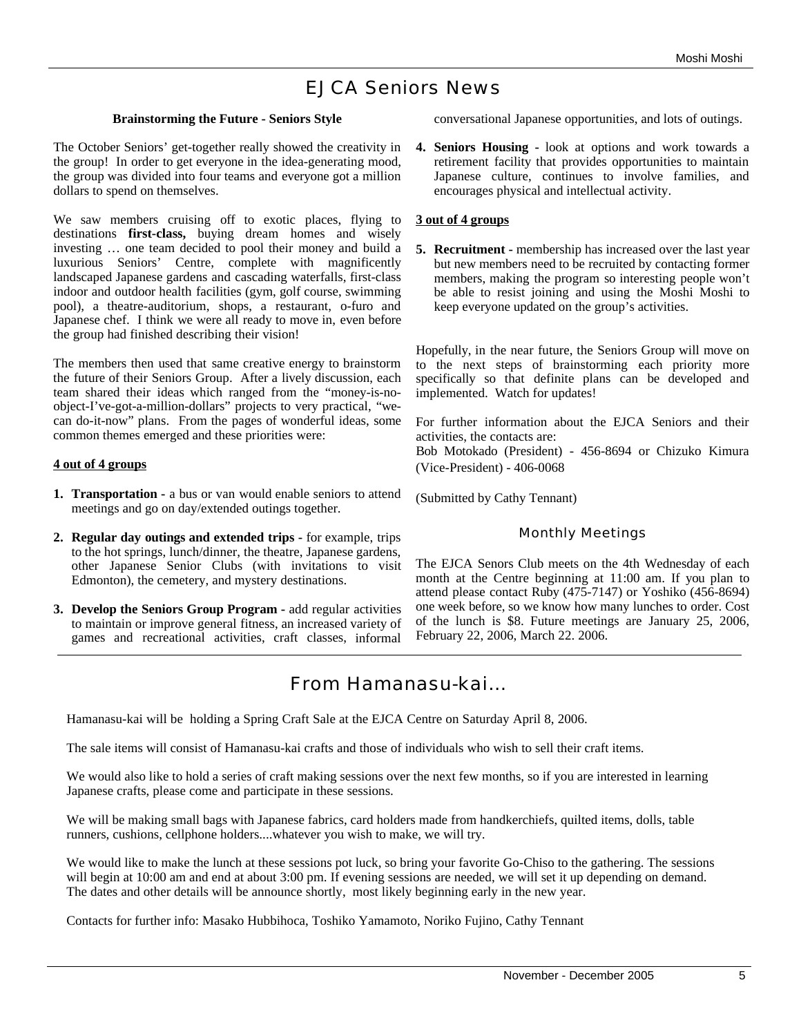# EJCA Seniors News

### Brainstorming the Future - Seniors Style

The October Seniors' get-together really showed the creativity in the group! In order to get everyone in the idea-generating mood, the group was divided into four teams and everyone got a million dollars to spend on themselves.

We saw members cruising off to exotic places, flying to destinations **first-class,** buying dream homes and wisely investing … one team decided to pool their money and build a luxurious Seniors' Centre, complete with magnificently landscaped Japanese gardens and cascading waterfalls, first-class indoor and outdoor health facilities (gym, golf course, swimming pool), a theatre-auditorium, shops, a restaurant, o-furo and Japanese chef. I think we were all ready to move in, even before the group had finished describing their vision!

The members then used that same creative energy to brainstorm the future of their Seniors Group. After a lively discussion, each team shared their ideas which ranged from the "money-is-no-object-I've-got-a-million-dollars" projects to very practical, "we-can do-it-now" plans. From the pages of wonderful ideas, some common themes emerged and these priorities were:

**4 out of 4 groups**

1. **Transportation -** a bus or van would enable seniors to attend meetings and go on day/extended outings together.
2. **Regular day outings and extended trips -** for example, trips to the hot springs, lunch/dinner, the theatre, Japanese gardens, other Japanese Senior Clubs (with invitations to visit Edmonton), the cemetery, and mystery destinations.
3. **Develop the Seniors Group Program -** add regular activities to maintain or improve general fitness, an increased variety of games and recreational activities, craft classes, informal conversational Japanese opportunities, and lots of outings.
4. **Seniors Housing -** look at options and work towards a retirement facility that provides opportunities to maintain Japanese culture, continues to involve families, and encourages physical and intellectual activity.

**3 out of 4 groups**

5. **Recruitment -** membership has increased over the last year but new members need to be recruited by contacting former members, making the program so interesting people won't be able to resist joining and using the Moshi Moshi to keep everyone updated on the group's activities.

Hopefully, in the near future, the Seniors Group will move on to the next steps of brainstorming each priority more specifically so that definite plans can be developed and implemented. Watch for updates!

For further information about the EJCA Seniors and their activities, the contacts are:
Bob Motokado (President) - 456-8694 or Chizuko Kimura (Vice-President) - 406-0068

(Submitted by Cathy Tennant)

### Monthly Meetings

The EJCA Senors Club meets on the 4th Wednesday of each month at the Centre beginning at 11:00 am. If you plan to attend please contact Ruby (475-7147) or Yoshiko (456-8694) one week before, so we know how many lunches to order. Cost of the lunch is $8. Future meetings are January 25, 2006, February 22, 2006, March 22. 2006.

# From Hamanasu-kai...

Hamanasu-kai will be holding a Spring Craft Sale at the EJCA Centre on Saturday April 8, 2006.

The sale items will consist of Hamanasu-kai crafts and those of individuals who wish to sell their craft items.

We would also like to hold a series of craft making sessions over the next few months, so if you are interested in learning Japanese crafts, please come and participate in these sessions.

We will be making small bags with Japanese fabrics, card holders made from handkerchiefs, quilted items, dolls, table runners, cushions, cellphone holders....whatever you wish to make, we will try.

We would like to make the lunch at these sessions pot luck, so bring your favorite Go-Chiso to the gathering. The sessions will begin at 10:00 am and end at about 3:00 pm. If evening sessions are needed, we will set it up depending on demand. The dates and other details will be announce shortly, most likely beginning early in the new year.

Contacts for further info: Masako Hubbihoca, Toshiko Yamamoto, Noriko Fujino, Cathy Tennant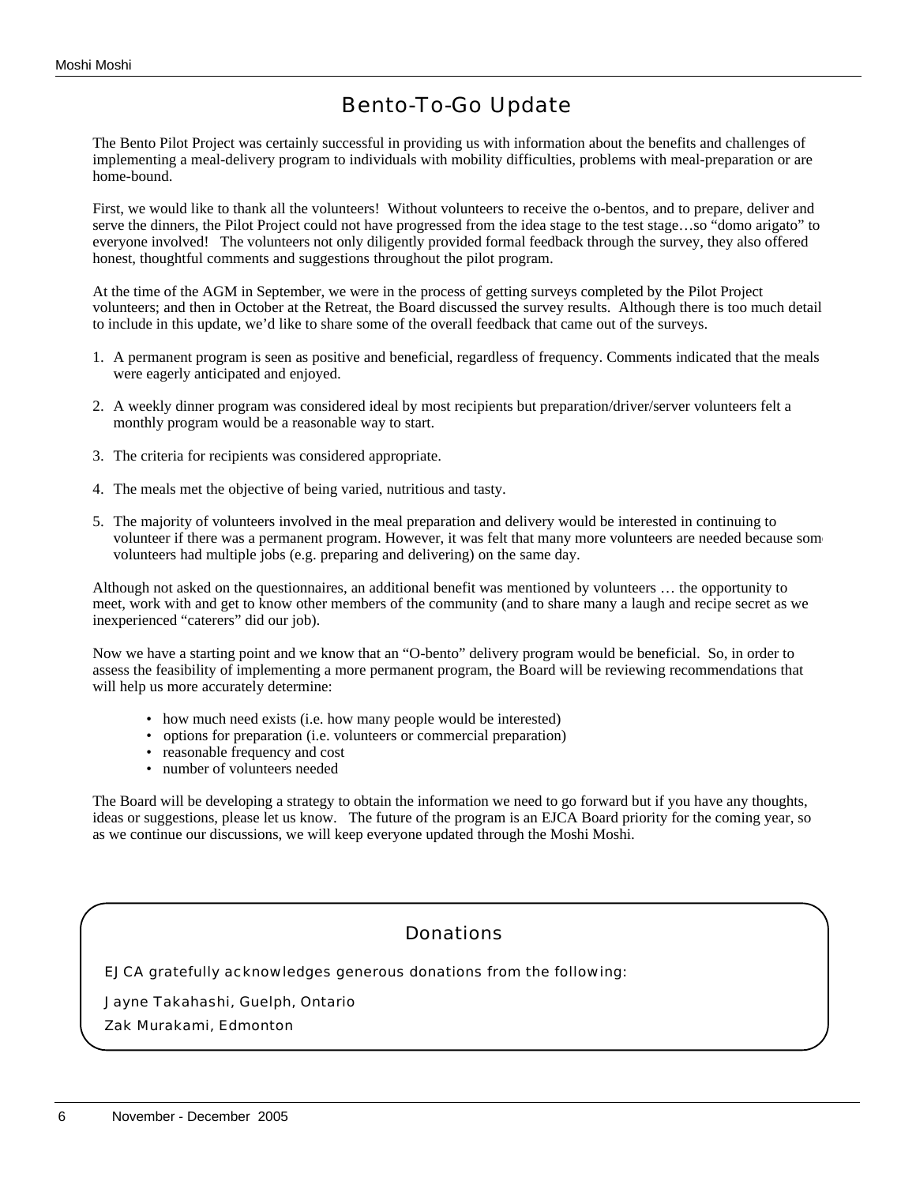# Bento-To-Go Update

The Bento Pilot Project was certainly successful in providing us with information about the benefits and challenges of implementing a meal-delivery program to individuals with mobility difficulties, problems with meal-preparation or are home-bound.

First, we would like to thank all the volunteers! Without volunteers to receive the o-bentos, and to prepare, deliver and serve the dinners, the Pilot Project could not have progressed from the idea stage to the test stage…so "domo arigato" to everyone involved! The volunteers not only diligently provided formal feedback through the survey, they also offered honest, thoughtful comments and suggestions throughout the pilot program.

At the time of the AGM in September, we were in the process of getting surveys completed by the Pilot Project volunteers; and then in October at the Retreat, the Board discussed the survey results. Although there is too much detail to include in this update, we'd like to share some of the overall feedback that came out of the surveys.

1. A permanent program is seen as positive and beneficial, regardless of frequency. Comments indicated that the meals were eagerly anticipated and enjoyed.

2. A weekly dinner program was considered ideal by most recipients but preparation/driver/server volunteers felt a monthly program would be a reasonable way to start.

3. The criteria for recipients was considered appropriate.

4. The meals met the objective of being varied, nutritious and tasty.

5. The majority of volunteers involved in the meal preparation and delivery would be interested in continuing to volunteer if there was a permanent program. However, it was felt that many more volunteers are needed because some volunteers had multiple jobs (e.g. preparing and delivering) on the same day.

Although not asked on the questionnaires, an additional benefit was mentioned by volunteers … the opportunity to meet, work with and get to know other members of the community (and to share many a laugh and recipe secret as we inexperienced "caterers" did our job).

Now we have a starting point and we know that an "O-bento" delivery program would be beneficial. So, in order to assess the feasibility of implementing a more permanent program, the Board will be reviewing recommendations that will help us more accurately determine:

- how much need exists (i.e. how many people would be interested)
- options for preparation (i.e. volunteers or commercial preparation)
- reasonable frequency and cost
- number of volunteers needed

The Board will be developing a strategy to obtain the information we need to go forward but if you have any thoughts, ideas or suggestions, please let us know. The future of the program is an EJCA Board priority for the coming year, so as we continue our discussions, we will keep everyone updated through the Moshi Moshi.

## Donations

EJCA gratefully acknowledges generous donations from the following:

Jayne Takahashi, Guelph, Ontario

Zak Murakami, Edmonton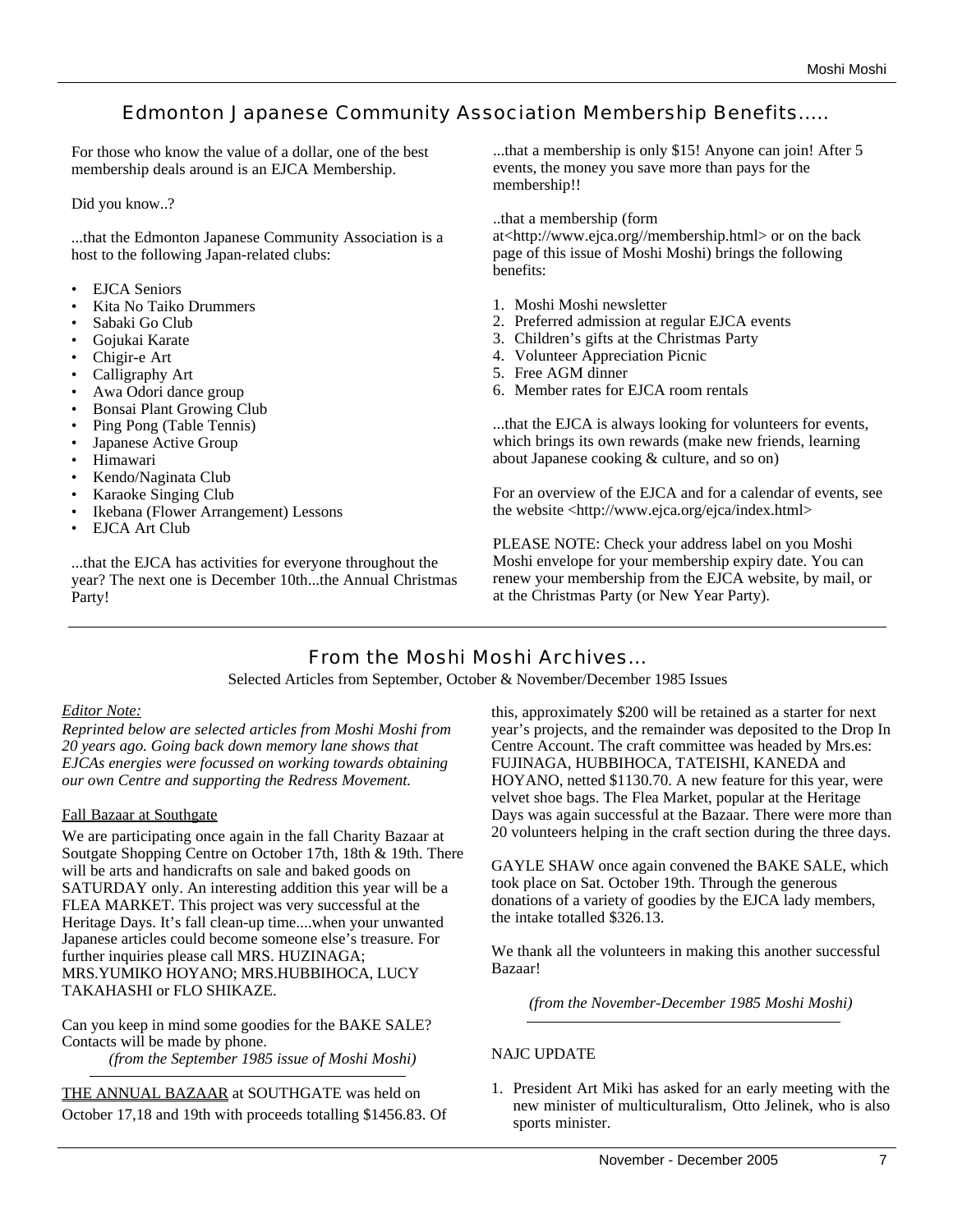## Edmonton Japanese Community Association Membership Benefits.....

For those who know the value of a dollar, one of the best membership deals around is an EJCA Membership.

Did you know..?

...that the Edmonton Japanese Community Association is a host to the following Japan-related clubs:

- EJCA Seniors
- Kita No Taiko Drummers
- Sabaki Go Club
- Gojukai Karate
- Chigir-e Art
- Calligraphy Art
- Awa Odori dance group
- Bonsai Plant Growing Club
- Ping Pong (Table Tennis)
- Japanese Active Group
- Himawari
- Kendo/Naginata Club
- Karaoke Singing Club
- Ikebana (Flower Arrangement) Lessons
- EJCA Art Club

...that the EJCA has activities for everyone throughout the year? The next one is December 10th...the Annual Christmas Party!

...that a membership is only $15! Anyone can join! After 5 events, the money you save more than pays for the membership!!

..that a membership (form at<http://www.ejca.org//membership.html> or on the back page of this issue of Moshi Moshi) brings the following benefits:

1. Moshi Moshi newsletter
2. Preferred admission at regular EJCA events
3. Children's gifts at the Christmas Party
4. Volunteer Appreciation Picnic
5. Free AGM dinner
6. Member rates for EJCA room rentals

...that the EJCA is always looking for volunteers for events, which brings its own rewards (make new friends, learning about Japanese cooking & culture, and so on)

For an overview of the EJCA and for a calendar of events, see the website <http://www.ejca.org/ejca/index.html>

PLEASE NOTE: Check your address label on you Moshi Moshi envelope for your membership expiry date. You can renew your membership from the EJCA website, by mail, or at the Christmas Party (or New Year Party).

---

## From the Moshi Moshi Archives...

Selected Articles from September, October & November/December 1985 Issues

*Editor Note:*

*Reprinted below are selected articles from Moshi Moshi from 20 years ago. Going back down memory lane shows that EJCAs energies were focussed on working towards obtaining our own Centre and supporting the Redress Movement.*

Fall Bazaar at Southgate

We are participating once again in the fall Charity Bazaar at Soutgate Shopping Centre on October 17th, 18th & 19th. There will be arts and handicrafts on sale and baked goods on SATURDAY only. An interesting addition this year will be a FLEA MARKET. This project was very successful at the Heritage Days. It's fall clean-up time....when your unwanted Japanese articles could become someone else's treasure. For further inquiries please call MRS. HUZINAGA; MRS.YUMIKO HOYANO; MRS.HUBBIHOCA, LUCY TAKAHASHI or FLO SHIKAZE.

Can you keep in mind some goodies for the BAKE SALE? Contacts will be made by phone.

*(from the September 1985 issue of Moshi Moshi)*

---

THE ANNUAL BAZAAR at SOUTHGATE was held on October 17,18 and 19th with proceeds totalling $1456.83. Of this, approximately $200 will be retained as a starter for next year's projects, and the remainder was deposited to the Drop In Centre Account. The craft committee was headed by Mrs.es: FUJINAGA, HUBBIHOCA, TATEISHI, KANEDA and HOYANO, netted $1130.70. A new feature for this year, were velvet shoe bags. The Flea Market, popular at the Heritage Days was again successful at the Bazaar. There were more than 20 volunteers helping in the craft section during the three days.

GAYLE SHAW once again convened the BAKE SALE, which took place on Sat. October 19th. Through the generous donations of a variety of goodies by the EJCA lady members, the intake totalled $326.13.

We thank all the volunteers in making this another successful Bazaar!

*(from the November-December 1985 Moshi Moshi)*

---

NAJC UPDATE

1. President Art Miki has asked for an early meeting with the new minister of multiculturalism, Otto Jelinek, who is also sports minister.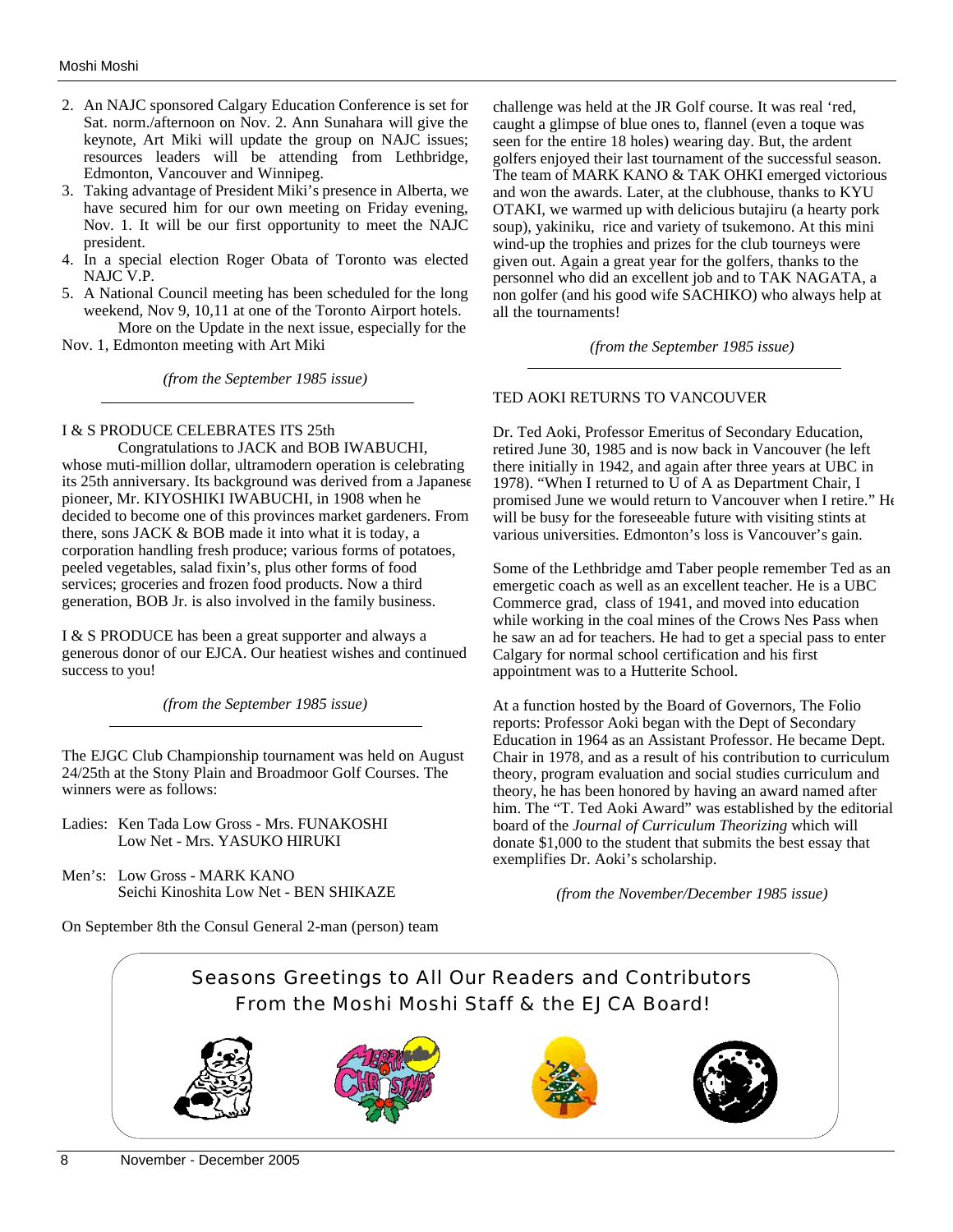2. An NAJC sponsored Calgary Education Conference is set for Sat. norm./afternoon on Nov. 2. Ann Sunahara will give the keynote, Art Miki will update the group on NAJC issues; resources leaders will be attending from Lethbridge, Edmonton, Vancouver and Winnipeg.
3. Taking advantage of President Miki's presence in Alberta, we have secured him for our own meeting on Friday evening, Nov. 1. It will be our first opportunity to meet the NAJC president.
4. In a special election Roger Obata of Toronto was elected NAJC V.P.
5. A National Council meeting has been scheduled for the long weekend, Nov 9, 10,11 at one of the Toronto Airport hotels.

More on the Update in the next issue, especially for the Nov. 1, Edmonton meeting with Art Miki

*(from the September 1985 issue)*

---

I & S PRODUCE CELEBRATES ITS 25th

Congratulations to JACK and BOB IWABUCHI, whose muti-million dollar, ultramodern operation is celebrating its 25th anniversary. Its background was derived from a Japanese pioneer, Mr. KIYOSHIKI IWABUCHI, in 1908 when he decided to become one of this provinces market gardeners. From there, sons JACK & BOB made it into what it is today, a corporation handling fresh produce; various forms of potatoes, peeled vegetables, salad fixin's, plus other forms of food services; groceries and frozen food products. Now a third generation, BOB Jr. is also involved in the family business.

I & S PRODUCE has been a great supporter and always a generous donor of our EJCA. Our heatiest wishes and continued success to you!

*(from the September 1985 issue)*

---

The EJGC Club Championship tournament was held on August 24/25th at the Stony Plain and Broadmoor Golf Courses. The winners were as follows:

Ladies: Ken Tada Low Gross - Mrs. FUNAKOSHI
Low Net - Mrs. YASUKO HIRUKI

Men's: Low Gross - MARK KANO
Seichi Kinoshita Low Net - BEN SHIKAZE

On September 8th the Consul General 2-man (person) team challenge was held at the JR Golf course. It was real 'red, caught a glimpse of blue ones to, flannel (even a toque was seen for the entire 18 holes) wearing day. But, the ardent golfers enjoyed their last tournament of the successful season. The team of MARK KANO & TAK OHKI emerged victorious and won the awards. Later, at the clubhouse, thanks to KYU OTAKI, we warmed up with delicious butajiru (a hearty pork soup), yakiniku, rice and variety of tsukemono. At this mini wind-up the trophies and prizes for the club tourneys were given out. Again a great year for the golfers, thanks to the personnel who did an excellent job and to TAK NAGATA, a non golfer (and his good wife SACHIKO) who always help at all the tournaments!

*(from the September 1985 issue)*

---

TED AOKI RETURNS TO VANCOUVER

Dr. Ted Aoki, Professor Emeritus of Secondary Education, retired June 30, 1985 and is now back in Vancouver (he left there initially in 1942, and again after three years at UBC in 1978). "When I returned to U of A as Department Chair, I promised June we would return to Vancouver when I retire." He will be busy for the foreseeable future with visiting stints at various universities. Edmonton's loss is Vancouver's gain.

Some of the Lethbridge amd Taber people remember Ted as an emergetic coach as well as an excellent teacher. He is a UBC Commerce grad, class of 1941, and moved into education while working in the coal mines of the Crows Nes Pass when he saw an ad for teachers. He had to get a special pass to enter Calgary for normal school certification and his first appointment was to a Hutterite School.

At a function hosted by the Board of Governors, The Folio reports: Professor Aoki began with the Dept of Secondary Education in 1964 as an Assistant Professor. He became Dept. Chair in 1978, and as a result of his contribution to curriculum theory, program evaluation and social studies curriculum and theory, he has been honored by having an award named after him. The "T. Ted Aoki Award" was established by the editorial board of the *Journal of Curriculum Theorizing* which will donate $1,000 to the student that submits the best essay that exemplifies Dr. Aoki's scholarship.

*(from the November/December 1985 issue)*

---

Seasons Greetings to All Our Readers and Contributors
From the Moshi Moshi Staff & the EJCA Board!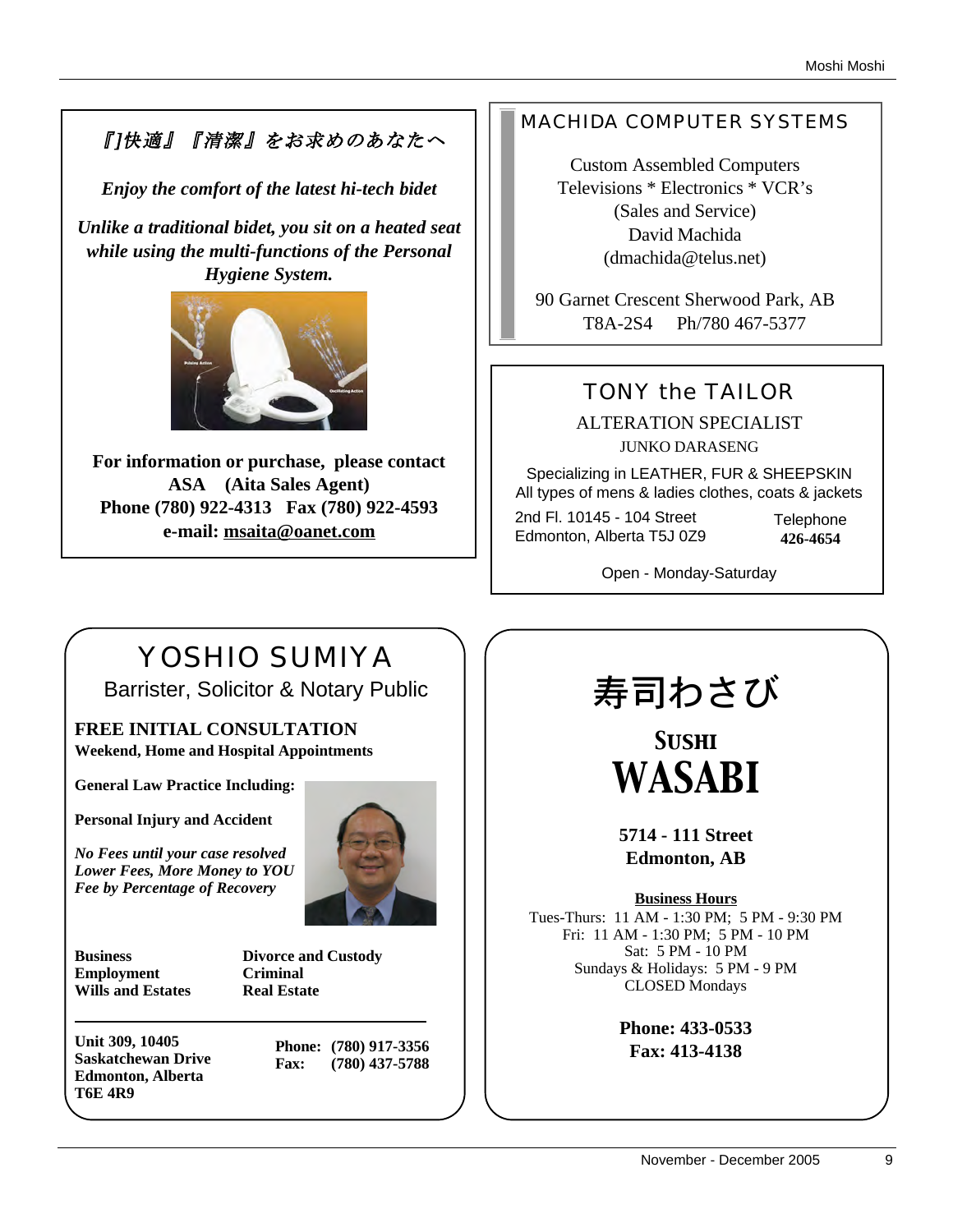*『]快適』『清潔』をお求めのあなたへ*

***Enjoy the comfort of the latest hi-tech bidet***

***Unlike a traditional bidet, you sit on a heated seat while using the multi-functions of the Personal Hygiene System.***

**For information or purchase, please contact**
**ASA (Aita Sales Agent)**
**Phone (780) 922-4313 Fax (780) 922-4593**
**e-mail: msaita@oanet.com**

---

## MACHIDA COMPUTER SYSTEMS

Custom Assembled Computers
Televisions * Electronics * VCR's
(Sales and Service)
David Machida
(dmachida@telus.net)

90 Garnet Crescent Sherwood Park, AB
T8A-2S4 Ph/780 467-5377

---

## TONY the TAILOR

ALTERATION SPECIALIST
JUNKO DARASENG

Specializing in LEATHER, FUR & SHEEPSKIN
All types of mens & ladies clothes, coats & jackets

2nd Fl. 10145 - 104 Street
Edmonton, Alberta T5J 0Z9

Telephone
**426-4654**

Open - Monday-Saturday

---

## YOSHIO SUMIYA

Barrister, Solicitor & Notary Public

**FREE INITIAL CONSULTATION**
**Weekend, Home and Hospital Appointments**

**General Law Practice Including:**

**Personal Injury and Accident**

***No Fees until your case resolved***
***Lower Fees, More Money to YOU***
***Fee by Percentage of Recovery***

**Business**
**Employment**
**Wills and Estates**
**Divorce and Custody**
**Criminal**
**Real Estate**

**Unit 309, 10405**
**Saskatchewan Drive**
**Edmonton, Alberta**
**T6E 4R9**

**Phone: (780) 917-3356**
**Fax: (780) 437-5788**

---

# 寿司わさび

# SUSHI WASABI

**5714 - 111 Street**
**Edmonton, AB**

**Business Hours**
Tues-Thurs: 11 AM - 1:30 PM; 5 PM - 9:30 PM
Fri: 11 AM - 1:30 PM; 5 PM - 10 PM
Sat: 5 PM - 10 PM
Sundays & Holidays: 5 PM - 9 PM
CLOSED Mondays

**Phone: 433-0533**
**Fax: 413-4138**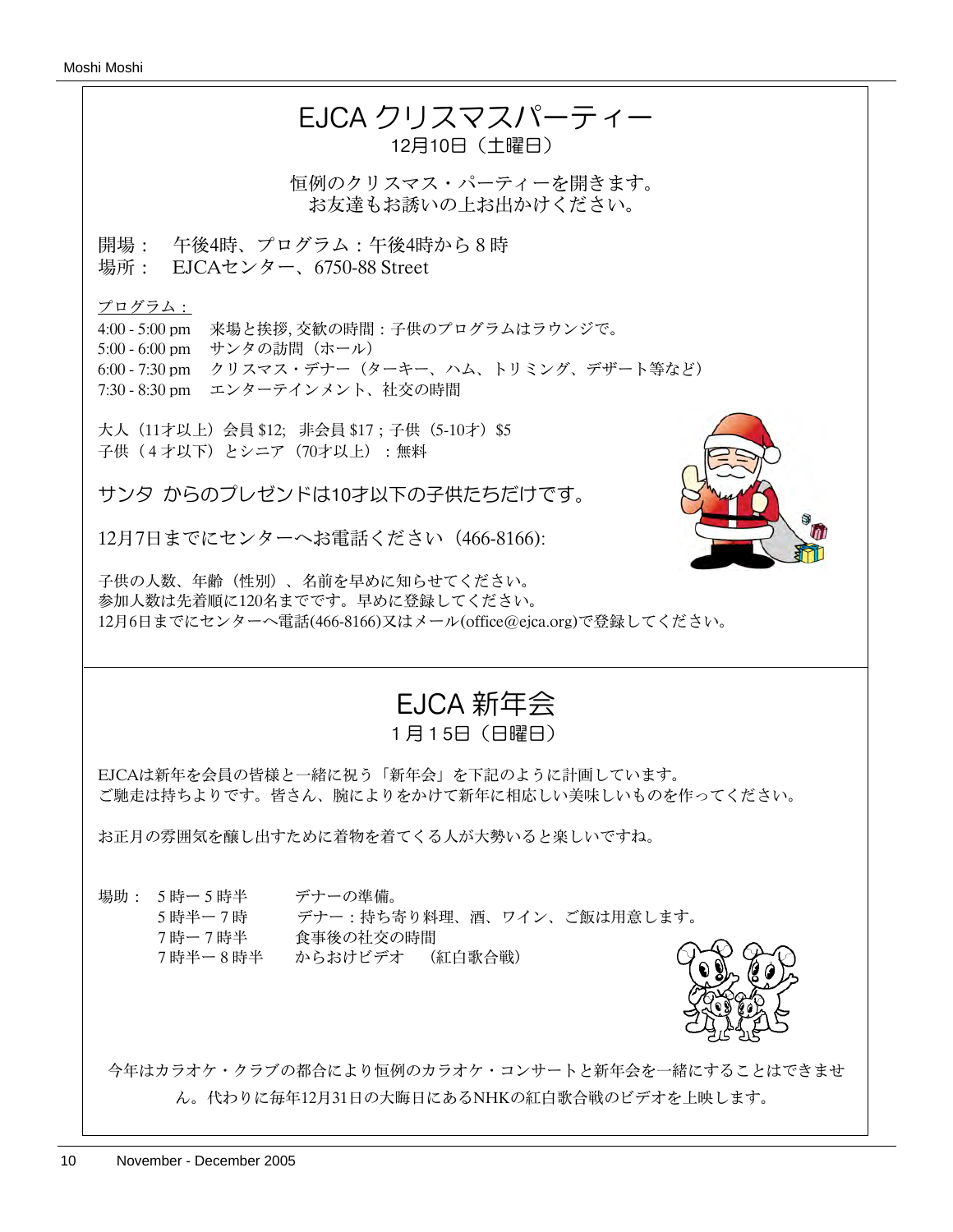# EJCA クリスマスパーティー

12月10日（土曜日）

恒例のクリスマス・パーティーを開きます。
お友達もお誘いの上お出かけください。

開場：　午後4時、プログラム：午後4時から８時
場所：　EJCAセンター、6750-88 Street

プログラム：

4:00 - 5:00 pm　来場と挨拶, 交歓の時間：子供のプログラムはラウンジで。
5:00 - 6:00 pm　サンタの訪問（ホール）
6:00 - 7:30 pm　クリスマス・デナー（ターキー、ハム、トリミング、デザート等など）
7:30 - 8:30 pm　エンターテインメント、社交の時間

大人（11才以上）会員 $12;　非会員 $17 ; 子供（5-10才）$5
子供（４才以下）とシニア（70才以上）：無料

サンタ からのプレゼンドは10才以下の子供たちだけです。

12月7日までにセンターへお電話ください（466-8166):

子供の人数、年齢（性別）、名前を早めに知らせてください。
参加人数は先着順に120名までです。早めに登録してください。
12月6日までにセンターへ電話(466-8166)又はメール(office@ejca.org)で登録してください。

# EJCA 新年会

１月１5日（日曜日）

EJCAは新年を会員の皆様と一緒に祝う「新年会」を下記のように計画しています。
ご馳走は持ちよりです。皆さん、腕によりをかけて新年に相応しい美味しいものを作ってください。

お正月の雰囲気を醸し出すために着物を着てくる人が大勢いると楽しいですね。

場助：５時ー５時半　　デナーの準備。
　　　５時半ー７時　　デナー：持ち寄り料理、酒、ワイン、ご飯は用意します。
　　　７時ー７時半　　食事後の社交の時間
　　　７時半ー８時半　からおけビデオ　（紅白歌合戦）

今年はカラオケ・クラブの都合により恒例のカラオケ・コンサートと新年会を一緒にすることはできません。代わりに毎年12月31日の大晦日にあるNHKの紅白歌合戦のビデオを上映します。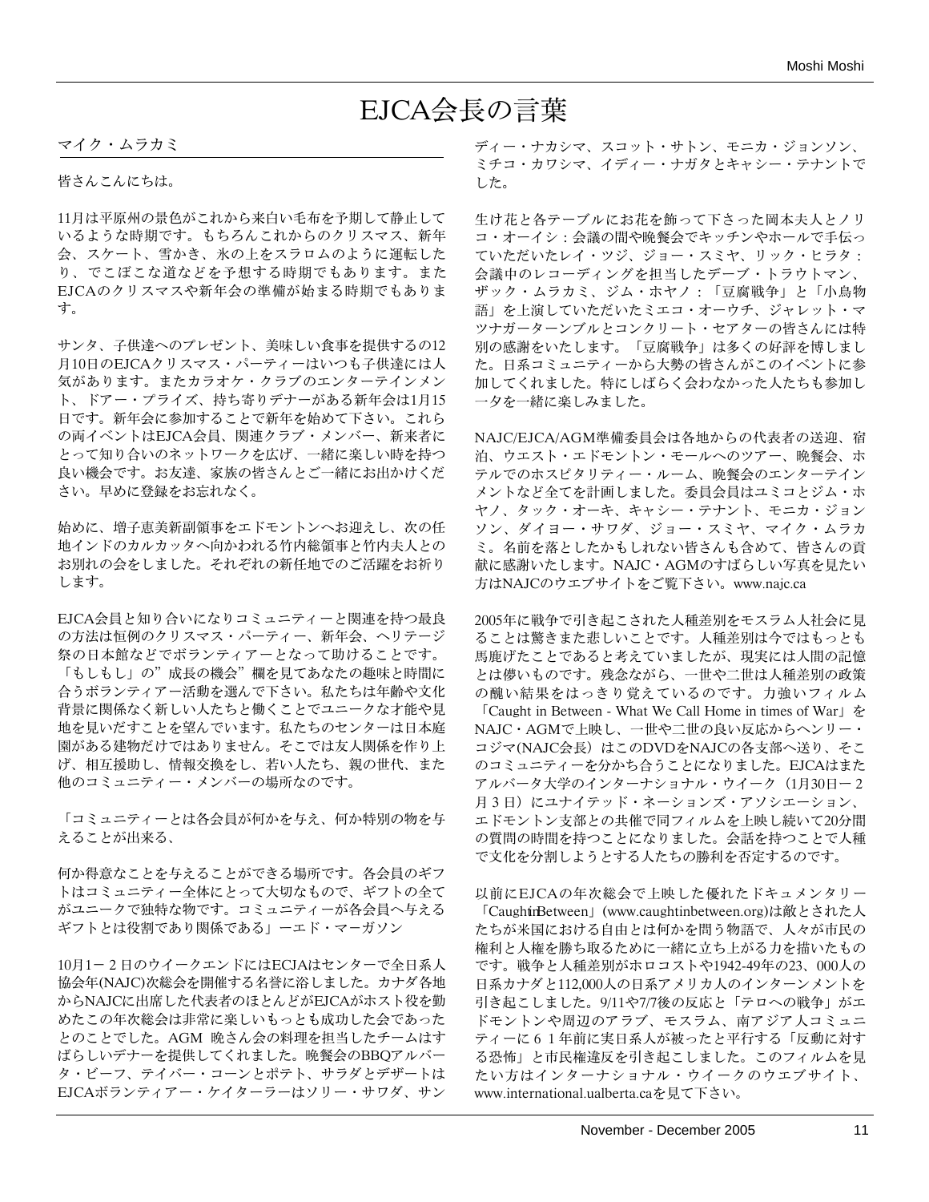# EJCA会長の言葉

マイク・ムラカミ

皆さんこんにちは。

11月は平原州の景色がこれから来白い毛布を予期して静止しているような時期です。もちろんこれからのクリスマス、新年会、スケート、雪かき、氷の上をスラロムのように運転したり、でこぼこな道などを予想する時期でもあります。またEJCAのクリスマスや新年会の準備が始まる時期でもあります。

サンタ、子供達へのプレゼント、美味しい食事を提供するの12月10日のEJCAクリスマス・パーティーはいつも子供達には人気があります。またカラオケ・クラブのエンターテインメント、ドアー・プライズ、持ち寄りデナーがある新年会は1月15日です。新年会に参加することで新年を始めて下さい。これらの両イベントはEJCA会員、関連クラブ・メンバー、新来者にとって知り合いのネットワークを広げ、一緒に楽しい時を持つ良い機会です。お友達、家族の皆さんとご一緒にお出かけくださ い。早めに登録をお忘れなく。

始めに、増子恵美新副領事をエドモントンへお迎えし、次の任地インドのカルカッタへ向かわれる竹内総領事と竹内夫人とのお別れの会をしました。それぞれの新任地でのご活躍をお祈りします。

EJCA会員と知り合いになりコミュニティーと関連を持つ最良の方法は恒例のクリスマス・パーティー、新年会、ヘリテージ祭の日本館などでボランティアーとなって助けることです。「もしもし」の"成長の機会"欄を見てあなたの趣味と時間に合うボランティア活動を選んで下さい。私たちは年齢や文化背景に関係なく新しい人たちと働くことでユニークな才能や見地を見いだすことを望んでいます。私たちのセンターは日本庭園がある建物だけではありません。そこでは友人関係を作り上げ、相互援助し、情報交換をし、若い人たち、親の世代、また他のコミュニティー・メンバーの場所なのです。

「コミュニティーとは各会員が何かを与え、何か特別の物を与えることが出来る、

何か得意なことを与えることができる場所です。各会員のギフトはコミュニティー全体にとって大切なもので、ギフトの全てがユニークで独特な物です。コミュニティーが各会員へ与えるギフトとは役割であり関係である」ーエド・マーガソン

10月1ー２日のウイークエンドにはECJAはセンターで全日系人協会年(NAJC)次総会を開催する名誉に浴しました。カナダ各地からNAJCに出席した代表者のほとんどがEJCAがホスト役を勤めたこの年次総会は非常に楽しいもっとも成功した会であったとのことでした。AGM 晩さん会の料理を担当したチームはすばらしいデナーを提供してくれました。晩餐会のBBQアルバータ・ビーフ、テイバー・コーンとポテト、サラダとデザートはEJCAボランティアー・ケイターラーはソリー・サワダ、サンディー・ナカシマ、スコット・サトン、モニカ・ジョンソン、ミチコ・カワシマ、イディー・ナガタとキャシー・テナントでした。

生け花と各テーブルにお花を飾って下さった岡本夫人とノリコ・オーイシ：会議の間や晩餐会でキッチンやホールで手伝っていただいたレイ・ツジ、ジョー・スミヤ、リック・ヒラタ：会議中のレコーディングを担当したデーブ・トラウトマン、ザック・ムラカミ、ジム・ホヤノ：「豆腐戦争」と「小鳥物語」を上演していただいたミエコ・オーウチ、ジャレット・マツナガーターンブルとコンクリート・セアターの皆さんには特別の感謝をいたします。「豆腐戦争」は多くの好評を博しました。日系コミュニティーから大勢の皆さんがこのイベントに参加してくれました。特にしばらく会わなかった人たちも参加し一夕を一緒に楽しみました。

NAJC/EJCA/AGM準備委員会は各地からの代表者の送迎、宿泊、ウエスト・エドモントン・モールへのツアー、晩餐会、ホテルでのホスピタリティー・ルーム、晩餐会のエンターテインメントなど全てを計画しました。委員会員はユミコとジム・ホヤノ、タック・オーキ、キャシー・テナント、モニカ・ジョンソン、ダイヨー・サワダ、ジョー・スミヤ、マイク・ムラカミ。名前を落としたかもしれない皆さんも含めて、皆さんの貢献に感謝いたします。NAJC・AGMのすばらしい写真を見たい方はNAJCのウエブサイトをご覧下さい。www.najc.ca

2005年に戦争で引き起こされた人種差別をモスラム人社会に見ることは驚きまた悲しいことです。人種差別は今ではもっとも馬鹿げたことであると考えていましたが、現実には人間の記憶とは儚いものです。残念ながら、一世や二世は人種差別の政策の醜い結果をはっきり覚えているのです。力強いフィルム「Caught in Between - What We Call Home in times of War」をNAJC・AGMで上映し、一世や二世の良い反応からヘンリー・コジマ(NAJC会長）はこのDVDをNAJCの各支部へ送り、そこのコミュニティーを分かち合うことになりました。EJCAはまたアルバータ大学のインターナショナル・ウイーク（1月30日ー２月３日）にユナイテッド・ネーションズ・アソシエーション、エドモントン支部との共催で同フィルムを上映し続いて20分間の質問の時間を持つことになりました。会話を持つことで人種で文化を分割しようとする人たちの勝利を否定するのです。

以前にEJCAの年次総会で上映した優れたドキュメンタリー「Caught in Between」(www.caughtinbetween.org)は敵とされた人たちが米国における自由とは何かを問う物語で、人々が市民の権利と人権を勝ち取るために一緒に立ち上がる力を描いたものです。戦争と人種差別がホロコストや1942-49年の23、000人の日系カナダと112,000人の日系アメリカ人のインターンメントを引き起こしました。9/11や7/7後の反応と「テロへの戦争」がエドモントンや周辺のアラブ、モスラム、南アジア人コミュニティーに６１年前に実日系人が被ったと平行する「反動に対する恐怖」と市民権違反を引き起こしました。このフィルムを見たい方はインターナショナル・ウイークのウエブサイト、www.international.ualberta.caを見て下さい。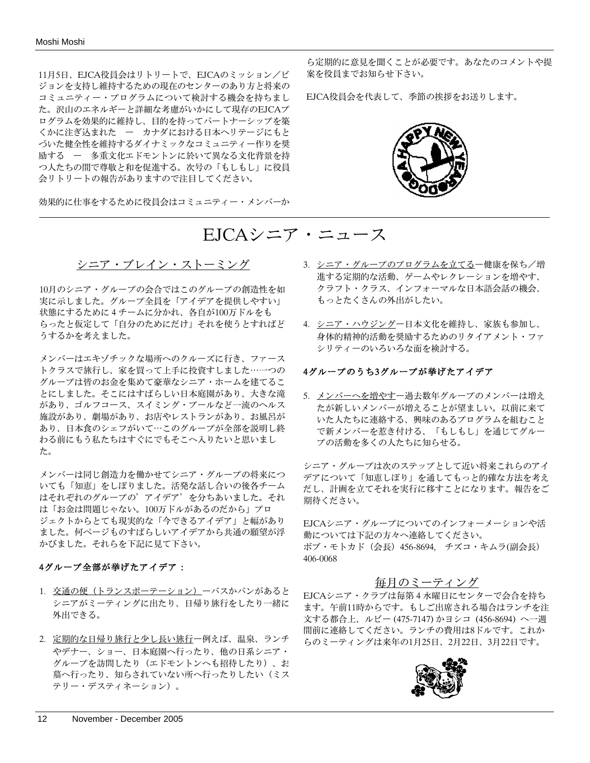11月5日、EJCA役員会はリトリートで、EJCAのミッション／ビジョンを支持し維持するための現在のセンターのあり方と将来のコミュニティー・プログラムについて検討する機会を持ちました。沢山のエネルギーと詳細な考慮がいかにして現存のEJCAプログラムを効果的に維持し、目的を持ってパートナーシップを築くかに注ぎ込まれた　ー　カナダにおける日本へリテージにもとづいた健全性を維持するダイナミックなコミュニティー作りを奨励する　ー　多重文化エドモントンに於いて異なる文化背景を持つ人たちの間で尊敬と和を促進する。次号の「もしもし」に役員会リトリートの報告がありますので注目してください。

効果的に仕事をするために役員会はコミュニティー・メンバーから定期的に意見を聞くことが必要です。あなたのコメントや提案を役員までお知らせ下さい。

EJCA役員会を代表して、季節の挨拶をお送りします。

# EJCAシニア・ニュース

## シニア・ブレイン・ストーミング

10月のシニア・グループの会合ではこのグループの創造性を如実に示しました。グループ全員を「アイデアを提供しやすい」状態にするために４チームに分かれ、各自が100万ドルをもらったと仮定して「自分のためにだけ」それを使うとすればどうするかを考えました。

メンバーはエキゾチックな場所へのクルーズに行き、ファーストクラスで旅行し、家を買って上手に投資しました…一つのグループは皆のお金を集めて豪華なシニア・ホームを建てることにしました。そこにはすばらしい日本庭園があり、大きな滝があり、ゴルフコース、スイミング・プールなど一流のヘルス施設があり、劇場があり、お店やレストランがあり、お風呂があり、日本食のシェフがいて…このグループが全部を説明し終わる前にもう私たちはすぐにでもそこへ入りたいと思いました。

メンバーは同じ創造力を働かせてシニア・グループの将来についても「知恵」をしぼりました。活発な話し合いの後各チームはそれぞれのグループの’アイデア’を分ちあいました。それは「お金は問題じゃない。100万ドルがあるのだから」プロジェクトからとても現実的な「今できるアイデア」と幅がありました。何ページものすばらしいアイデアから共通の願望が浮かびました。それらを下記に見て下さい。

**4グループ全部が挙げたアイデア：**

1. 交通の便（トランスポーテーション）ーバスかバンがあるとシニアがミーティングに出たり、日帰り旅行をしたり一緒に外出できる。
2. 定期的な日帰り旅行と少し長い旅行ー例えば、温泉、ランチやデナー、ショー、日本庭園へ行ったり、他の日系シニア・グループを訪問したり（エドモントンへも招待したり）、お墓へ行ったり、知らされていない所へ行ったりしたい（ミステリー・デスティネーション）。
3. シニア・グループのプログラムを立てるー健康を保ち／増進する定期的な活動、ゲームやレクレーションを増やす、クラフト・クラス、インフォーマルな日本語会話の機会、もっとたくさんの外出がしたい。
4. シニア・ハウジングー日本文化を維持し、家族も参加し、身体的精神的活動を奨励するためのリタイアメント・ファシリティーのいろいろな面を検討する。

**4グループのうち3グループが挙げたアイデア**

5. メンバーへを増やすー過去数年グループのメンバーは増えたが新しいメンバーが増えることが望ましい。以前に来ていた人たちに連絡する、興味のあるプログラムを組むことで新メンバーを惹き付ける、「もしもし」を通じてグループの活動を多くの人たちに知らせる。

シニア・グループは次のステップとして近い将来これらのアイデアについて「知恵しぼり」を通してもっと的確な方法を考えだし、計画を立てそれを実行に移すことになります。報告をご期待ください。

EJCAシニア・グループについてのインフォーメーションや活動については下記の方々へ連絡してください。
ボブ・モトカド（会長）456-8694,　チズコ・キムラ(副会長) 406-0068

## 毎月のミーティング

EJCAシニア・クラブは毎第４水曜日にセンターで会合を持ちます。午前11時からです。もしご出席される場合はランチを注文する都合上、ルビー (475-7147) かヨシコ (456-8694) へ一週間前に連絡してください。ランチの費用は8ドルです。これからのミーティングは来年の1月25日、2月22日、3月22日です。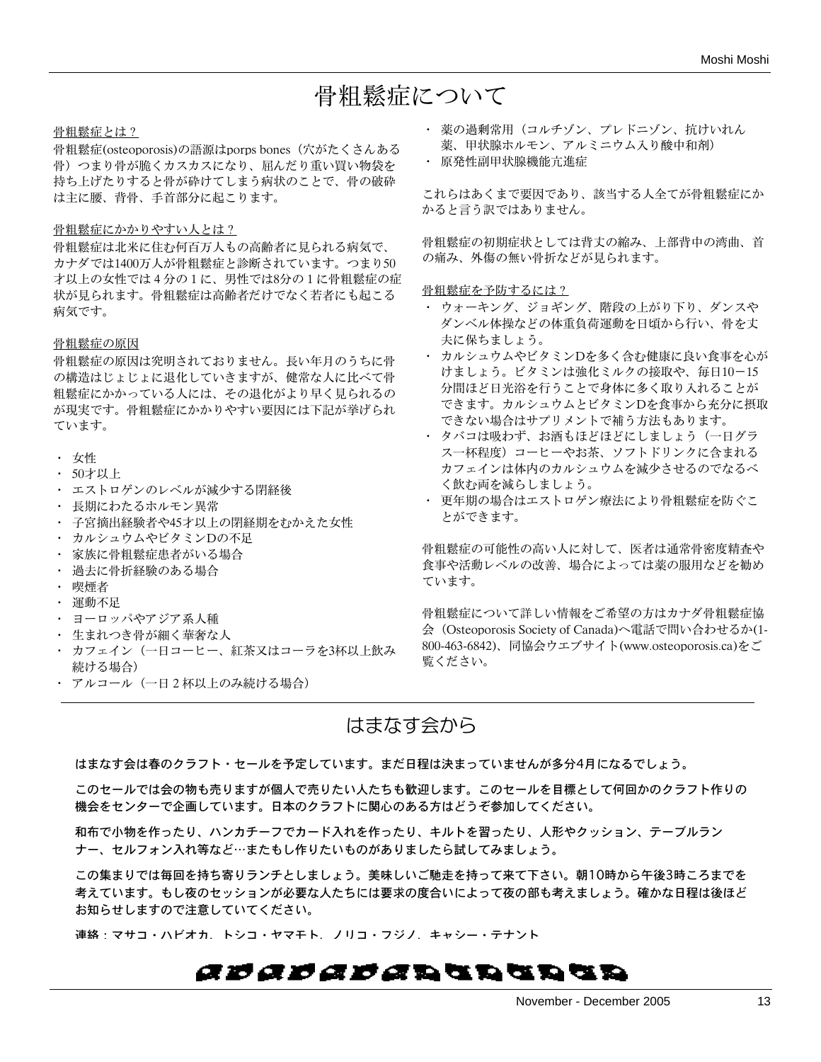# 骨粗鬆症について

骨粗鬆症とは？

骨粗鬆症(osteoporosis)の語源はporps bones（穴がたくさんある骨）つまり骨が脆くカスカスになり、屈んだり重い買い物袋を持ち上げたりすると骨が砕けてしまう病状のことで、骨の破砕は主に腰、背骨、手首部分に起こります。

骨粗鬆症にかかりやすい人とは？

骨粗鬆症は北米に住む何百万人もの高齢者に見られる病気で、カナダでは1400万人が骨粗鬆症と診断されています。つまり50才以上の女性では４分の１に、男性では8分の１に骨粗鬆症の症状が見られます。骨粗鬆症は高齢者だけでなく若者にも起こる病気です。

骨粗鬆症の原因

骨粗鬆症の原因は究明されておりません。長い年月のうちに骨の構造はじょじょに退化していきますが、健常な人に比べて骨粗鬆症にかかっている人には、その退化がより早く見られるのが現実です。骨粗鬆症にかかりやすい要因には下記が挙げられています。

- 女性
- 50才以上
- エストロゲンのレベルが減少する閉経後
- 長期にわたるホルモン異常
- 子宮摘出経験者や45才以上の閉経期をむかえた女性
- カルシュウムやビタミンDの不足
- 家族に骨粗鬆症患者がいる場合
- 過去に骨折経験のある場合
- 喫煙者
- 運動不足
- ヨーロッパやアジア系人種
- 生まれつき骨が細く華奢な人
- カフェイン（一日コーヒー、紅茶又はコーラを3杯以上飲み続ける場合）
- アルコール（一日２杯以上のみ続ける場合）
- 薬の過剰常用（コルチゾン、プレドニゾン、抗けいれん薬、甲状腺ホルモン、アルミニウム入り酸中和剤）
- 原発性副甲状腺機能亢進症

これらはあくまで要因であり、該当する人全てが骨粗鬆症にかかると言う訳ではありません。

骨粗鬆症の初期症状としては背丈の縮み、上部背中の湾曲、首の痛み、外傷の無い骨折などが見られます。

骨粗鬆症を予防するには？

- ウォーキング、ジョギング、階段の上がり下り、ダンスやダンベル体操などの体重負荷運動を日頃から行い、骨を丈夫に保ちましょう。
- カルシュウムやビタミンDを多く含む健康に良い食事を心がけましょう。ビタミンは強化ミルクの接取や、毎日10－15分間ほど日光浴を行うことで身体に多く取り入れることができます。カルシュウムとビタミンDを食事から充分に摂取できない場合はサプリメントで補う方法もあります。
- タバコは吸わず、お酒もほどほどにしましょう（一日グラス一杯程度）コーヒーやお茶、ソフトドリンクに含まれるカフェインは体内のカルシュウムを減少させるのでなるべく飲む両を減らしましょう。
- 更年期の場合はエストロゲン療法により骨粗鬆症を防ぐことができます。

骨粗鬆症の可能性の高い人に対して、医者は通常骨密度精査や食事や活動レベルの改善、場合によっては薬の服用などを勧めています。

骨粗鬆症について詳しい情報をご希望の方はカナダ骨粗鬆症協会（Osteoporosis Society of Canada)へ電話で問い合わせるか(1-800-463-6842)、同協会ウエブサイト(www.osteoporosis.ca)をご覧ください。

# はまなす会から

はまなす会は春のクラフト・セールを予定しています。まだ日程は決まっていませんが多分4月になるでしょう。

このセールでは会の物も売りますが個人で売りたい人たちも歓迎します。このセールを目標として何回かのクラフト作りの機会をセンターで企画しています。日本のクラフトに関心のある方はどうぞ参加してください。

和布で小物を作ったり、ハンカチーフでカード入れを作ったり、キルトを習ったり、人形やクッション、テーブルランナー、セルフォン入れ等など…またもし作りたいものがありましたら試してみましょう。

この集まりでは毎回を持ち寄りランチとしましょう。美味しいご馳走を持って来て下さい。朝10時から午後3時ころまでを考えています。もし夜のセッションが必要な人たちには要求の度合いによって夜の部も考えましょう。確かな日程は後ほどお知らせしますので注意していてください。

連絡：マサコ・ハビオカ、トシコ・ヤマモト、ノリコ・フジノ、キャシー・テナント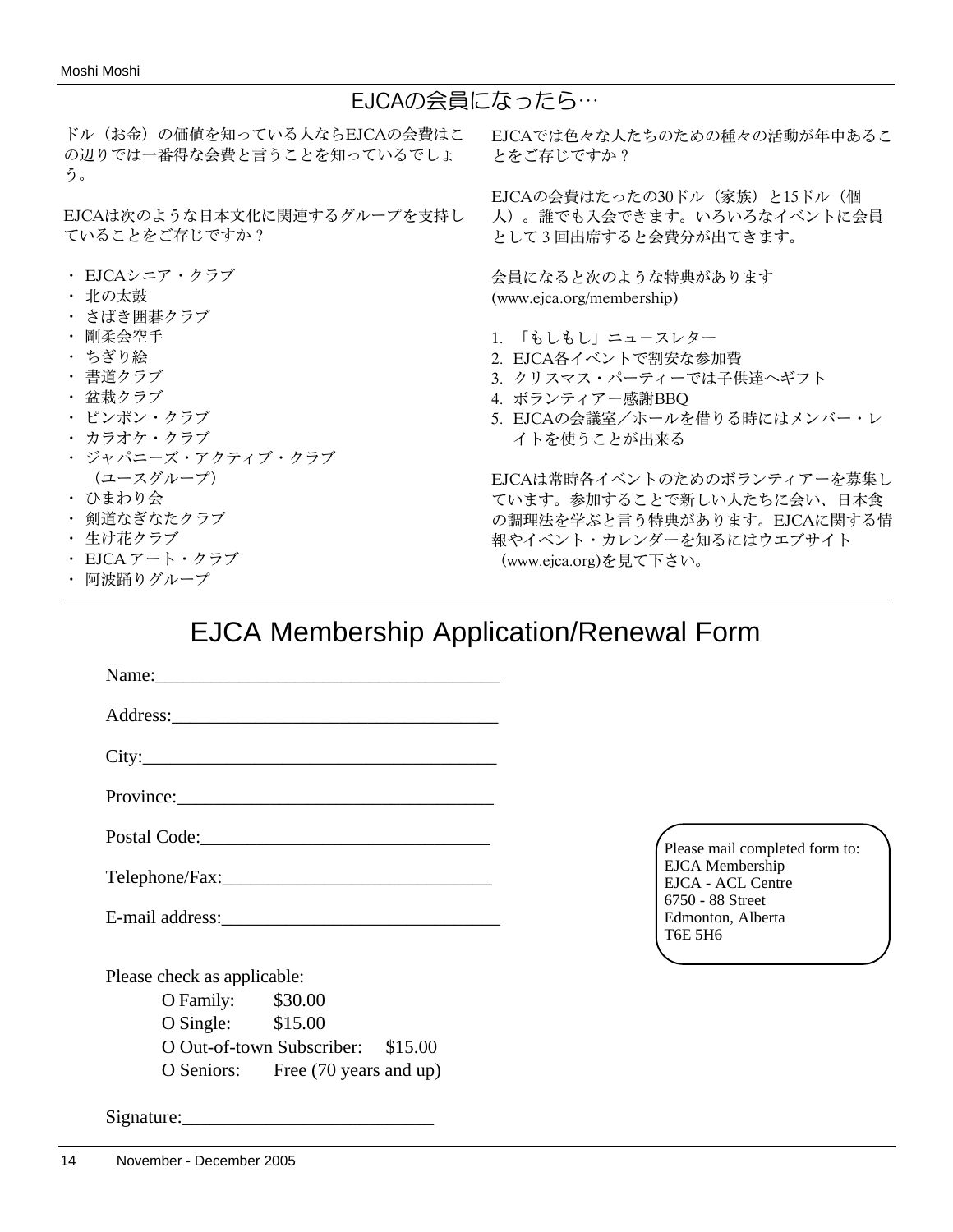# EJCAの会員になったら…

ドル（お金）の価値を知っている人ならEJCAの会費はこの辺りでは一番得な会費と言うことを知っているでしょう。

EJCAは次のような日本文化に関連するグループを支持していることをご存じですか？

- EJCAシニア・クラブ
- 北の太鼓
- さばき囲碁クラブ
- 剛柔会空手
- ちぎり絵
- 書道クラブ
- 盆栽クラブ
- ピンポン・クラブ
- カラオケ・クラブ
- ジャパニーズ・アクティブ・クラブ（ユースグループ）
- ひまわり会
- 剣道なぎなたクラブ
- 生け花クラブ
- EJCA アート・クラブ
- 阿波踊りグループ

EJCAでは色々な人たちのための種々の活動が年中あることをご存じですか？

EJCAの会費はたったの30ドル（家族）と15ドル（個人）。誰でも入会できます。いろいろなイベントに会員として３回出席すると会費分が出てきます。

会員になると次のような特典があります
(www.ejca.org/membership)

1. 「もしもし」ニュースレター
2. EJCA各イベントで割安な参加費
3. クリスマス・パーティーでは子供達へギフト
4. ボランティアー感謝BBQ
5. EJCAの会議室／ホールを借りる時にはメンバー・レイトを使うことが出来る

EJCAは常時各イベントのためのボランティアーを募集しています。参加することで新しい人たちに会い、日本食の調理法を学ぶと言う特典があります。EJCAに関する情報やイベント・カレンダーを知るにはウエブサイト（www.ejca.org)を見て下さい。

# EJCA Membership Application/Renewal Form

Name:_____________________________________

Address:___________________________________

City:______________________________________

Province:__________________________________

Postal Code:_______________________________

Telephone/Fax:_____________________________

E-mail address:_____________________________

Please mail completed form to:
EJCA Membership
EJCA - ACL Centre
6750 - 88 Street
Edmonton, Alberta
T6E 5H6

Please check as applicable:

- O Family: $30.00
- O Single: $15.00
- O Out-of-town Subscriber: $15.00
- O Seniors: Free (70 years and up)

Signature:___________________________